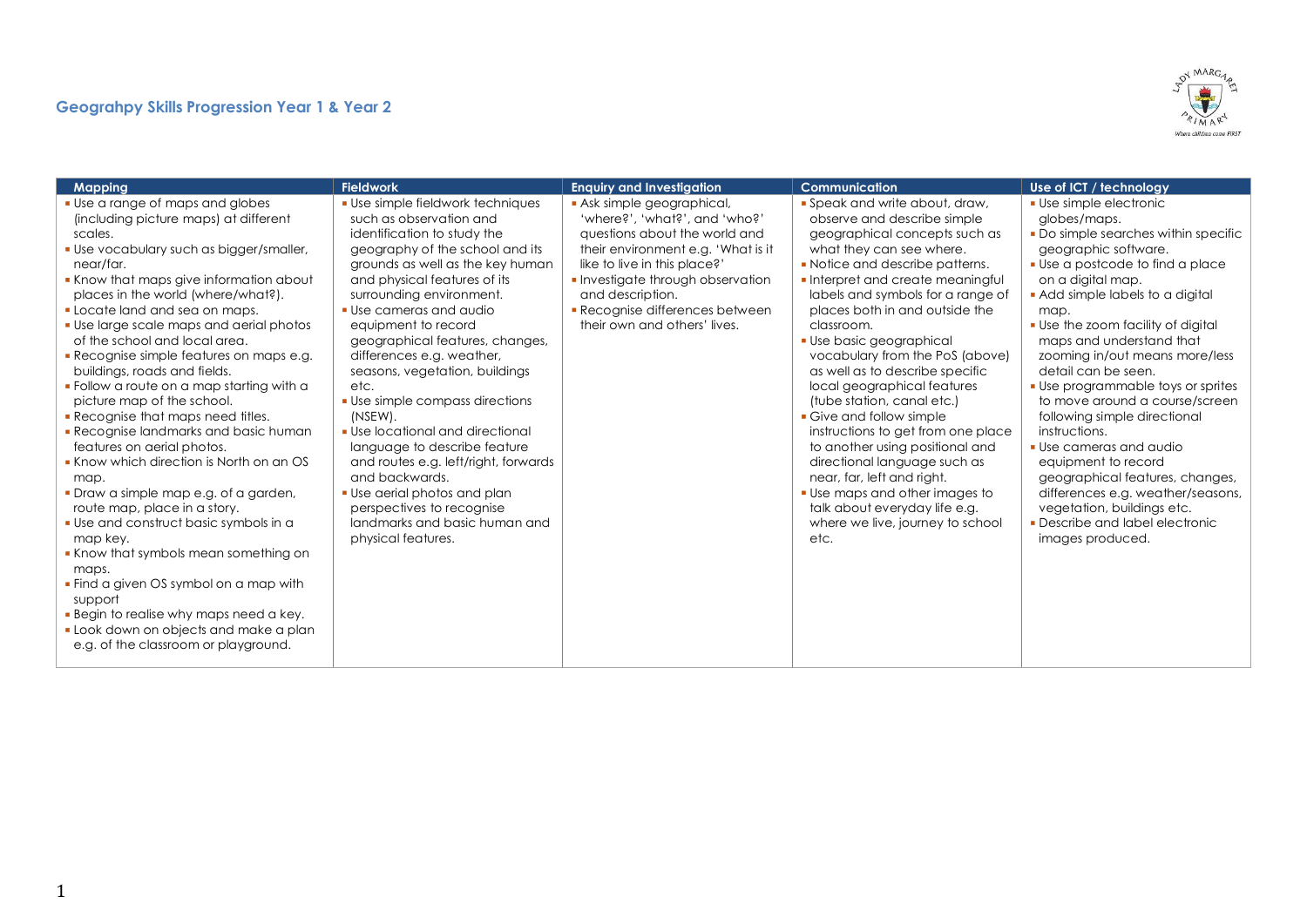## Geograhpy Skills Progression Year 1 & Year 2

| Mapping | Fieldwork | Enquiry and Investigation | Communication | Use of ICT / technology |
|---|---|---|---|---|
| ▪ Use a range of maps and globes (including picture maps) at different scales.<br>▪ Use vocabulary such as bigger/smaller, near/far.<br>▪ Know that maps give information about places in the world (where/what?).<br>▪ Locate land and sea on maps.<br>▪ Use large scale maps and aerial photos of the school and local area.<br>▪ Recognise simple features on maps e.g. buildings, roads and fields.<br>▪ Follow a route on a map starting with a picture map of the school.<br>▪ Recognise that maps need titles.<br>▪ Recognise landmarks and basic human features on aerial photos.<br>▪ Know which direction is North on an OS map.<br>▪ Draw a simple map e.g. of a garden, route map, place in a story.<br>▪ Use and construct basic symbols in a map key.<br>▪ Know that symbols mean something on maps.<br>▪ Find a given OS symbol on a map with support<br>▪ Begin to realise why maps need a key.<br>▪ Look down on objects and make a plan e.g. of the classroom or playground. | ▪ Use simple fieldwork techniques such as observation and identification to study the geography of the school and its grounds as well as the key human and physical features of its surrounding environment.<br>▪ Use cameras and audio equipment to record geographical features, changes, differences e.g. weather, seasons, vegetation, buildings etc.<br>▪ Use simple compass directions (NSEW).<br>▪ Use locational and directional language to describe feature and routes e.g. left/right, forwards and backwards.<br>▪ Use aerial photos and plan perspectives to recognise landmarks and basic human and physical features. | ▪ Ask simple geographical, 'where?', 'what?', and 'who?' questions about the world and their environment e.g. 'What is it like to live in this place?'<br>▪ Investigate through observation and description.<br>▪ Recognise differences between their own and others' lives. | ▪ Speak and write about, draw, observe and describe simple geographical concepts such as what they can see where.<br>▪ Notice and describe patterns.<br>▪ Interpret and create meaningful labels and symbols for a range of places both in and outside the classroom.<br>▪ Use basic geographical vocabulary from the PoS (above) as well as to describe specific local geographical features (tube station, canal etc.)<br>▪ Give and follow simple instructions to get from one place to another using positional and directional language such as near, far, left and right.<br>▪ Use maps and other images to talk about everyday life e.g. where we live, journey to school etc. | ▪ Use simple electronic globes/maps.<br>▪ Do simple searches within specific geographic software.<br>▪ Use a postcode to find a place on a digital map.<br>▪ Add simple labels to a digital map.<br>▪ Use the zoom facility of digital maps and understand that zooming in/out means more/less detail can be seen.<br>▪ Use programmable toys or sprites to move around a course/screen following simple directional instructions.<br>▪ Use cameras and audio equipment to record geographical features, changes, differences e.g. weather/seasons, vegetation, buildings etc.<br>▪ Describe and label electronic images produced. |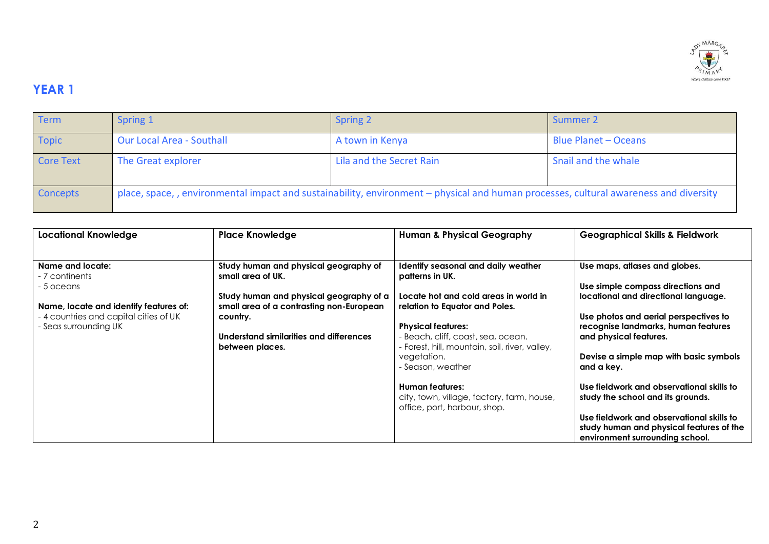## YEAR 1

| Term | Spring 1 | Spring 2 | Summer 2 |
|---|---|---|---|
| Topic | Our Local Area - Southall | A town in Kenya | Blue Planet – Oceans |
| Core Text | The Great explorer | Lila and the Secret Rain | Snail and the whale |
| Concepts | place, space, , environmental impact and sustainability, environment – physical and human processes, cultural awareness and diversity | | |

| Locational Knowledge | Place Knowledge | Human & Physical Geography | Geographical Skills & Fieldwork |
|---|---|---|---|
| **Name and locate:**<br>- 7 continents<br>- 5 oceans<br><br>**Name, locate and identify features of:**<br>- 4 countries and capital cities of UK<br>- Seas surrounding UK | **Study human and physical geography of small area of UK.**<br><br>**Study human and physical geography of a small area of a contrasting non-European country.**<br><br>**Understand similarities and differences between places.** | **Identify seasonal and daily weather patterns in UK.**<br><br>**Locate hot and cold areas in world in relation to Equator and Poles.**<br><br>**Physical features:**<br>- Beach, cliff, coast, sea, ocean.<br>- Forest, hill, mountain, soil, river, valley, vegetation.<br>- Season, weather<br><br>**Human features:**<br>city, town, village, factory, farm, house, office, port, harbour, shop. | **Use maps, atlases and globes.**<br><br>**Use simple compass directions and locational and directional language.**<br><br>**Use photos and aerial perspectives to recognise landmarks, human features and physical features.**<br><br>**Devise a simple map with basic symbols and a key.**<br><br>**Use fieldwork and observational skills to study the school and its grounds.**<br><br>**Use fieldwork and observational skills to study human and physical features of the environment surrounding school.** |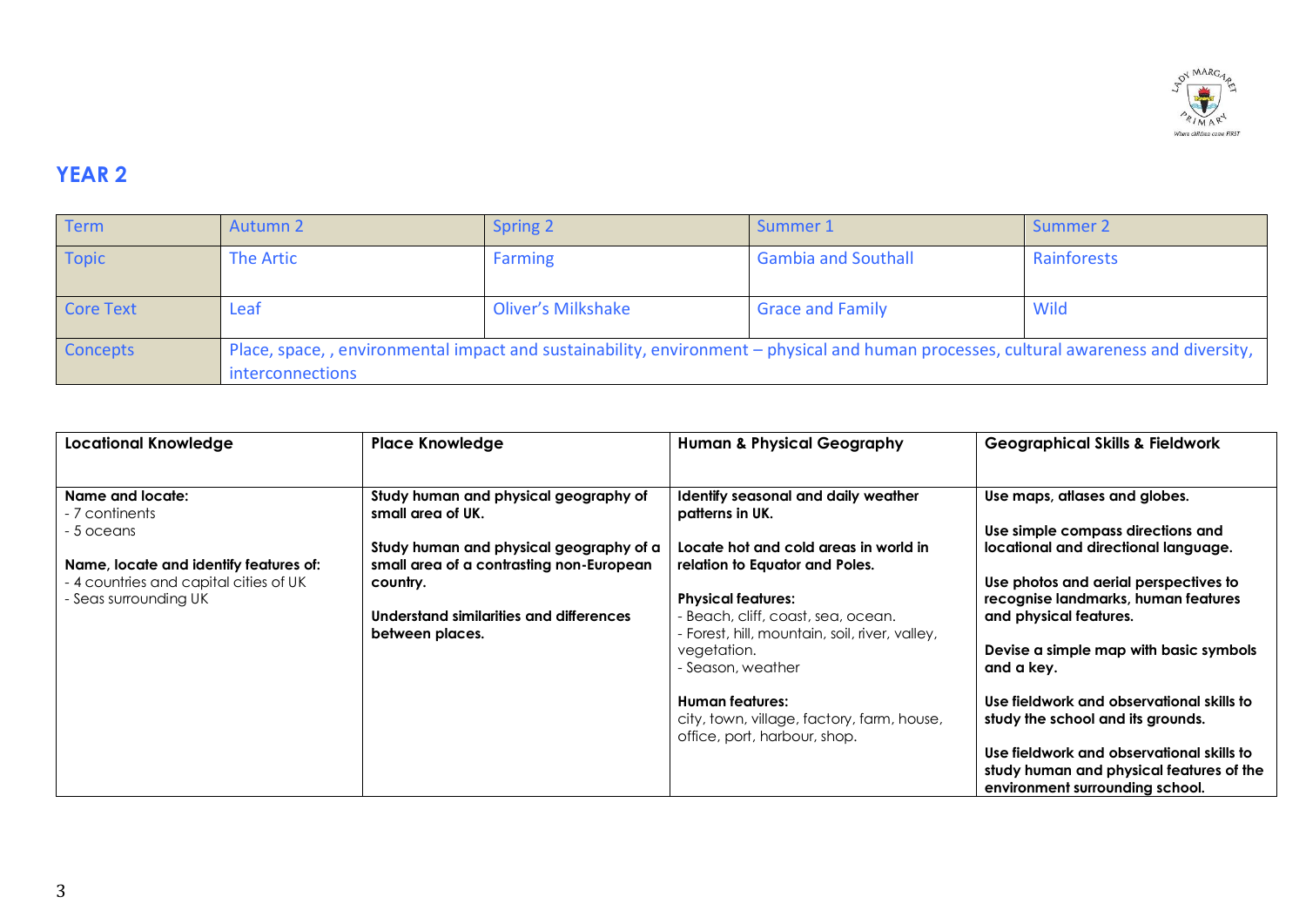## YEAR 2

| Term | Autumn 2 | Spring 2 | Summer 1 | Summer 2 |
|---|---|---|---|---|
| Topic | The Artic | Farming | Gambia and Southall | Rainforests |
| Core Text | Leaf | Oliver's Milkshake | Grace and Family | Wild |
| Concepts | Place, space, , environmental impact and sustainability, environment – physical and human processes, cultural awareness and diversity, interconnections | | | |

| Locational Knowledge | Place Knowledge | Human & Physical Geography | Geographical Skills & Fieldwork |
|---|---|---|---|
| **Name and locate:**<br>- 7 continents<br>- 5 oceans<br><br>**Name, locate and identify features of:**<br>- 4 countries and capital cities of UK<br>- Seas surrounding UK | **Study human and physical geography of small area of UK.**<br><br>**Study human and physical geography of a small area of a contrasting non-European country.**<br><br>**Understand similarities and differences between places.** | **Identify seasonal and daily weather patterns in UK.**<br><br>**Locate hot and cold areas in world in relation to Equator and Poles.**<br><br>**Physical features:**<br>- Beach, cliff, coast, sea, ocean.<br>- Forest, hill, mountain, soil, river, valley, vegetation.<br>- Season, weather<br><br>**Human features:**<br>city, town, village, factory, farm, house, office, port, harbour, shop. | **Use maps, atlases and globes.**<br><br>**Use simple compass directions and locational and directional language.**<br><br>**Use photos and aerial perspectives to recognise landmarks, human features and physical features.**<br><br>**Devise a simple map with basic symbols and a key.**<br><br>**Use fieldwork and observational skills to study the school and its grounds.**<br><br>**Use fieldwork and observational skills to study human and physical features of the environment surrounding school.** |